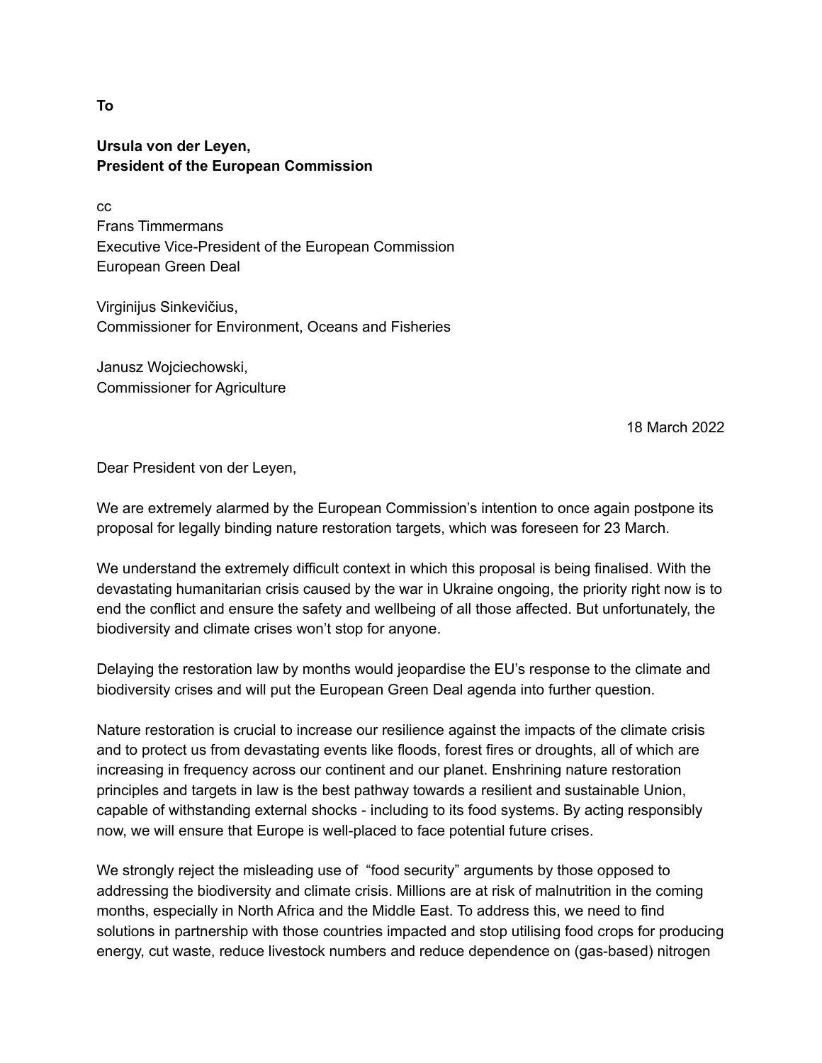**To**

**Ursula von der Leyen,**
**President of the European Commission**

cc
Frans Timmermans
Executive Vice-President of the European Commission
European Green Deal

Virginijus Sinkevičius,
Commissioner for Environment, Oceans and Fisheries

Janusz Wojciechowski,
Commissioner for Agriculture

18 March 2022

Dear President von der Leyen,

We are extremely alarmed by the European Commission's intention to once again postpone its proposal for legally binding nature restoration targets, which was foreseen for 23 March.

We understand the extremely difficult context in which this proposal is being finalised. With the devastating humanitarian crisis caused by the war in Ukraine ongoing, the priority right now is to end the conflict and ensure the safety and wellbeing of all those affected. But unfortunately, the biodiversity and climate crises won't stop for anyone.

Delaying the restoration law by months would jeopardise the EU's response to the climate and biodiversity crises and will put the European Green Deal agenda into further question.

Nature restoration is crucial to increase our resilience against the impacts of the climate crisis and to protect us from devastating events like floods, forest fires or droughts, all of which are increasing in frequency across our continent and our planet. Enshrining nature restoration principles and targets in law is the best pathway towards a resilient and sustainable Union, capable of withstanding external shocks - including to its food systems. By acting responsibly now, we will ensure that Europe is well-placed to face potential future crises.

We strongly reject the misleading use of "food security" arguments by those opposed to addressing the biodiversity and climate crisis. Millions are at risk of malnutrition in the coming months, especially in North Africa and the Middle East. To address this, we need to find solutions in partnership with those countries impacted and stop utilising food crops for producing energy, cut waste, reduce livestock numbers and reduce dependence on (gas-based) nitrogen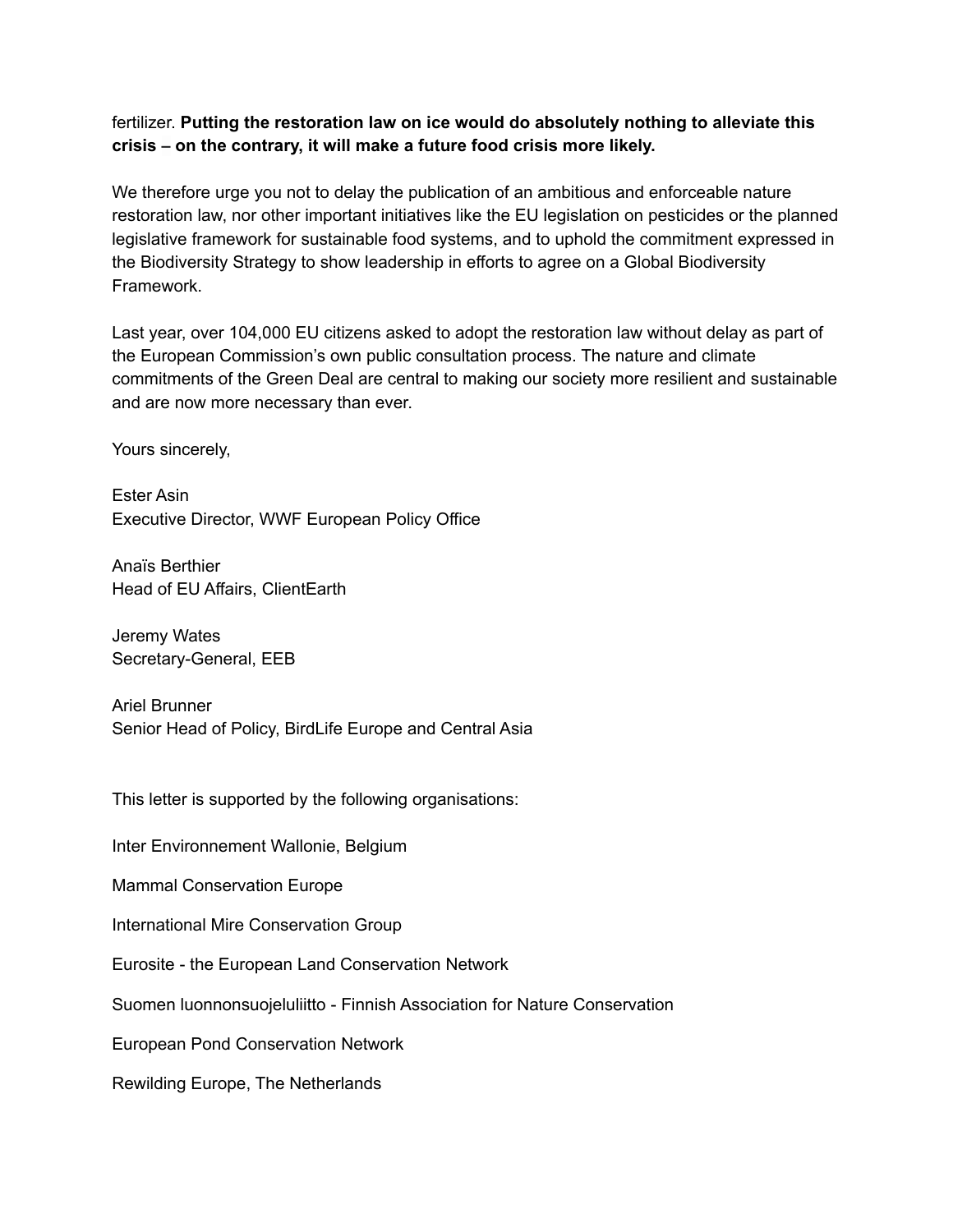fertilizer. **Putting the restoration law on ice would do absolutely nothing to alleviate this crisis – on the contrary, it will make a future food crisis more likely.**

We therefore urge you not to delay the publication of an ambitious and enforceable nature restoration law, nor other important initiatives like the EU legislation on pesticides or the planned legislative framework for sustainable food systems, and to uphold the commitment expressed in the Biodiversity Strategy to show leadership in efforts to agree on a Global Biodiversity Framework.

Last year, over 104,000 EU citizens asked to adopt the restoration law without delay as part of the European Commission's own public consultation process. The nature and climate commitments of the Green Deal are central to making our society more resilient and sustainable and are now more necessary than ever.

Yours sincerely,

Ester Asin
Executive Director, WWF European Policy Office

Anaïs Berthier
Head of EU Affairs, ClientEarth

Jeremy Wates
Secretary-General, EEB

Ariel Brunner
Senior Head of Policy, BirdLife Europe and Central Asia

This letter is supported by the following organisations:

Inter Environnement Wallonie, Belgium

Mammal Conservation Europe

International Mire Conservation Group

Eurosite - the European Land Conservation Network

Suomen luonnonsuojeluliitto - Finnish Association for Nature Conservation

European Pond Conservation Network

Rewilding Europe, The Netherlands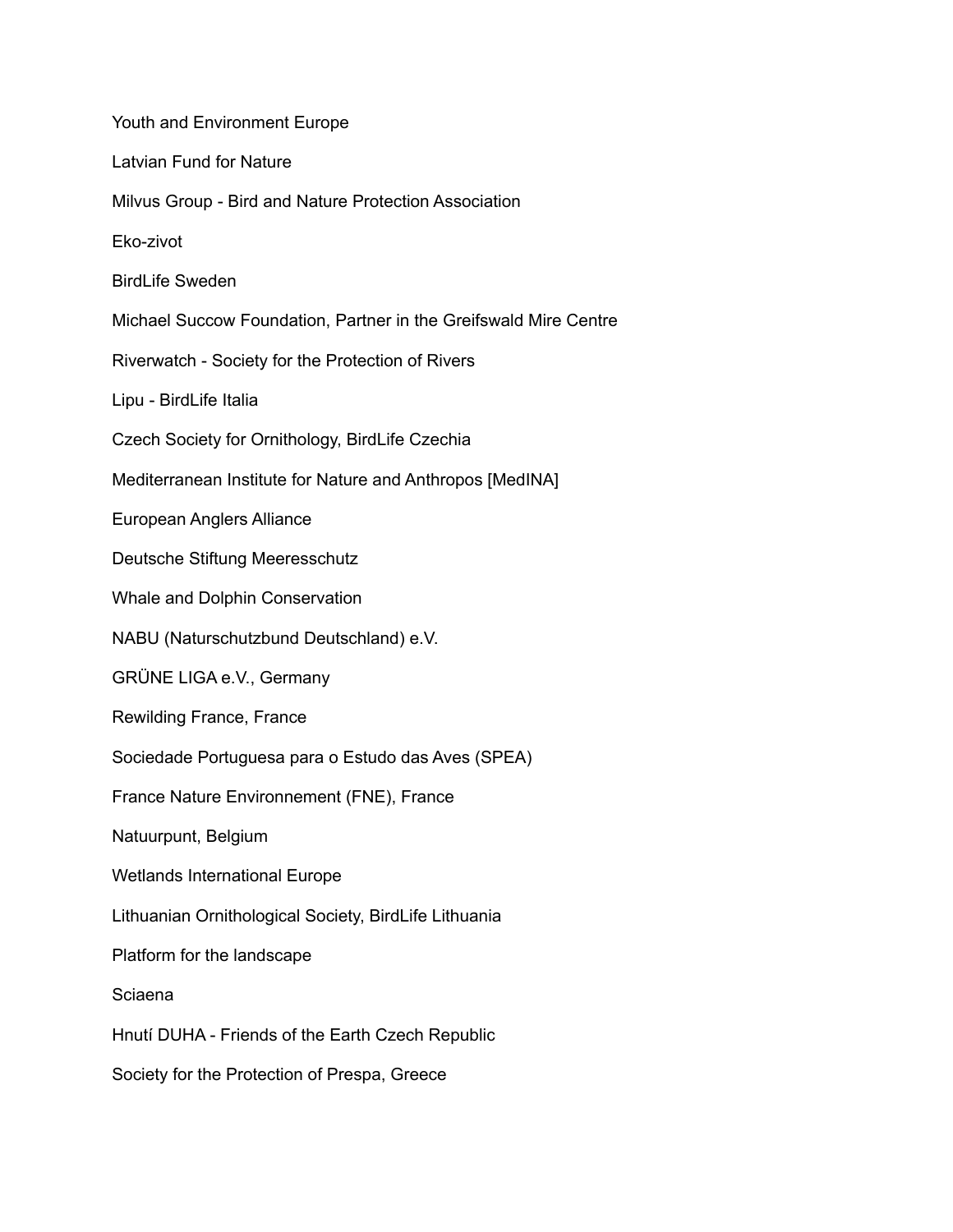Youth and Environment Europe

Latvian Fund for Nature

Milvus Group - Bird and Nature Protection Association

Eko-zivot

BirdLife Sweden

Michael Succow Foundation, Partner in the Greifswald Mire Centre

Riverwatch - Society for the Protection of Rivers

Lipu - BirdLife Italia

Czech Society for Ornithology, BirdLife Czechia

Mediterranean Institute for Nature and Anthropos [MedINA]

European Anglers Alliance

Deutsche Stiftung Meeresschutz

Whale and Dolphin Conservation

NABU (Naturschutzbund Deutschland) e.V.

GRÜNE LIGA e.V., Germany

Rewilding France, France

Sociedade Portuguesa para o Estudo das Aves (SPEA)

France Nature Environnement (FNE), France

Natuurpunt, Belgium

Wetlands International Europe

Lithuanian Ornithological Society, BirdLife Lithuania

Platform for the landscape

Sciaena

Hnutí DUHA - Friends of the Earth Czech Republic

Society for the Protection of Prespa, Greece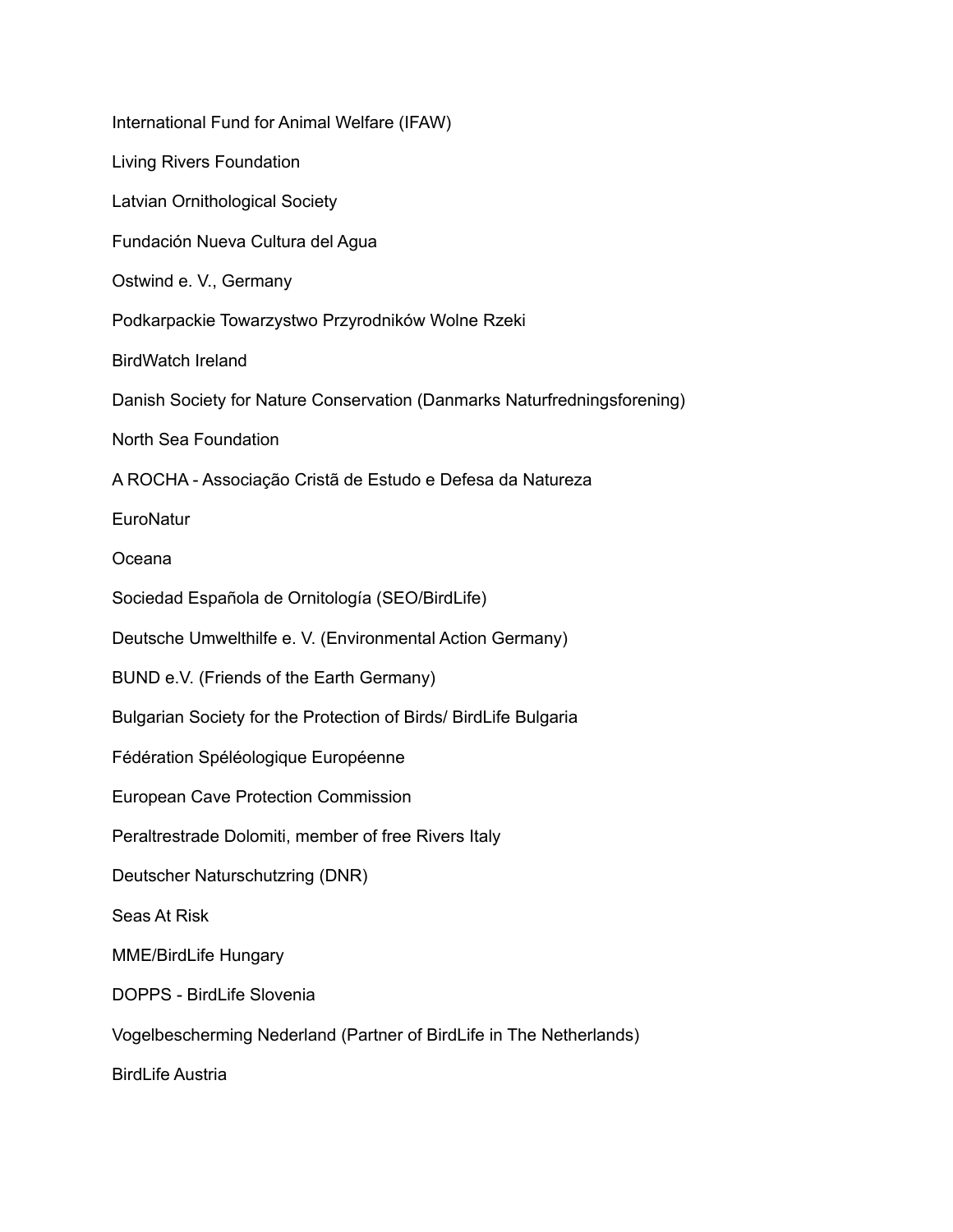International Fund for Animal Welfare (IFAW)

Living Rivers Foundation

Latvian Ornithological Society

Fundación Nueva Cultura del Agua

Ostwind e. V., Germany

Podkarpackie Towarzystwo Przyrodników Wolne Rzeki

BirdWatch Ireland

Danish Society for Nature Conservation (Danmarks Naturfredningsforening)

North Sea Foundation

A ROCHA - Associação Cristã de Estudo e Defesa da Natureza

EuroNatur

Oceana

Sociedad Española de Ornitología (SEO/BirdLife)

Deutsche Umwelthilfe e. V. (Environmental Action Germany)

BUND e.V. (Friends of the Earth Germany)

Bulgarian Society for the Protection of Birds/ BirdLife Bulgaria

Fédération Spéléologique Européenne

European Cave Protection Commission

Peraltrestrade Dolomiti, member of free Rivers Italy

Deutscher Naturschutzring (DNR)

Seas At Risk

MME/BirdLife Hungary

DOPPS - BirdLife Slovenia

Vogelbescherming Nederland (Partner of BirdLife in The Netherlands)

BirdLife Austria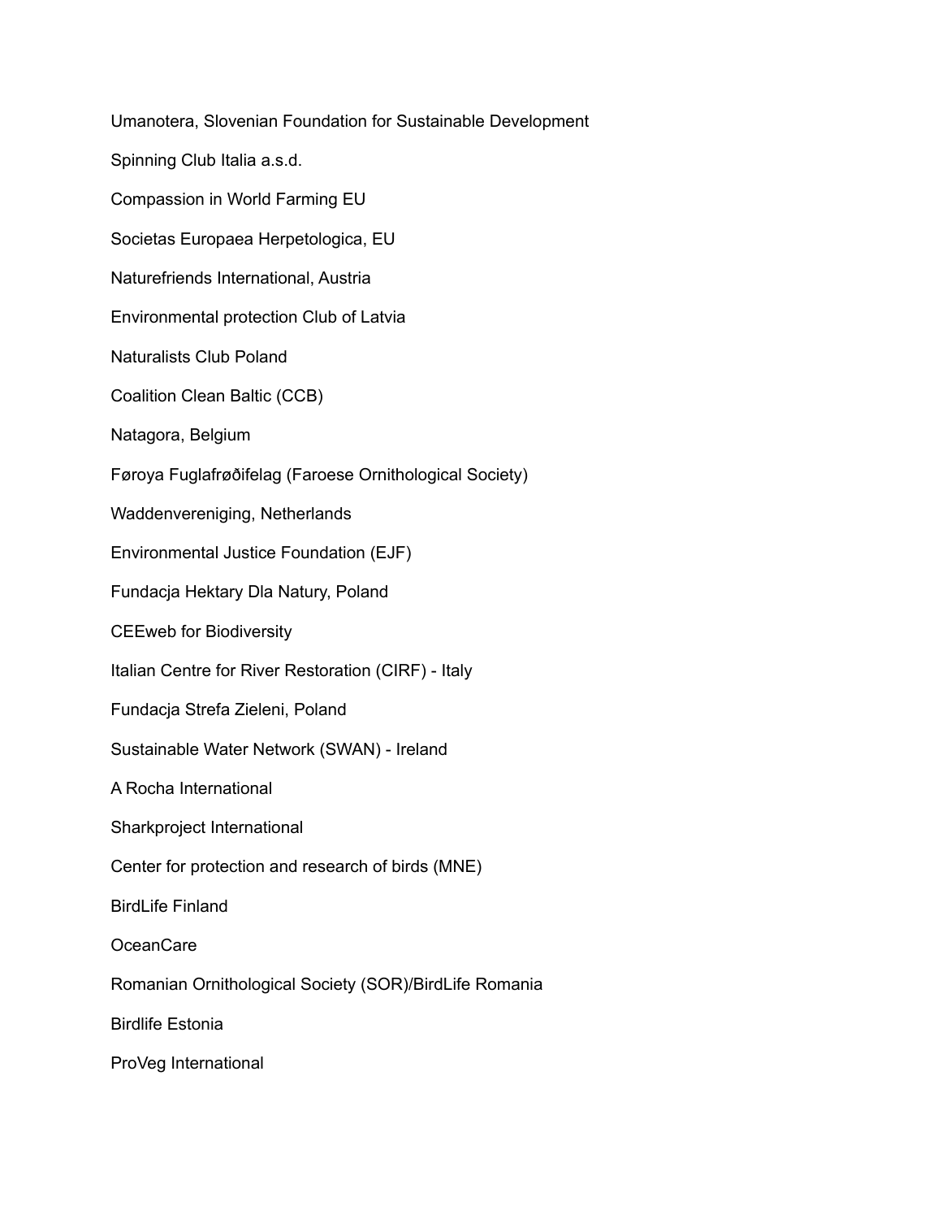Umanotera, Slovenian Foundation for Sustainable Development

Spinning Club Italia a.s.d.

Compassion in World Farming EU

Societas Europaea Herpetologica, EU

Naturefriends International, Austria

Environmental protection Club of Latvia

Naturalists Club Poland

Coalition Clean Baltic (CCB)

Natagora, Belgium

Føroya Fuglafrøðifelag (Faroese Ornithological Society)

Waddenvereniging, Netherlands

Environmental Justice Foundation (EJF)

Fundacja Hektary Dla Natury, Poland

CEEweb for Biodiversity

Italian Centre for River Restoration (CIRF) - Italy

Fundacja Strefa Zieleni, Poland

Sustainable Water Network (SWAN) - Ireland

A Rocha International

Sharkproject International

Center for protection and research of birds (MNE)

BirdLife Finland

OceanCare

Romanian Ornithological Society (SOR)/BirdLife Romania

Birdlife Estonia

ProVeg International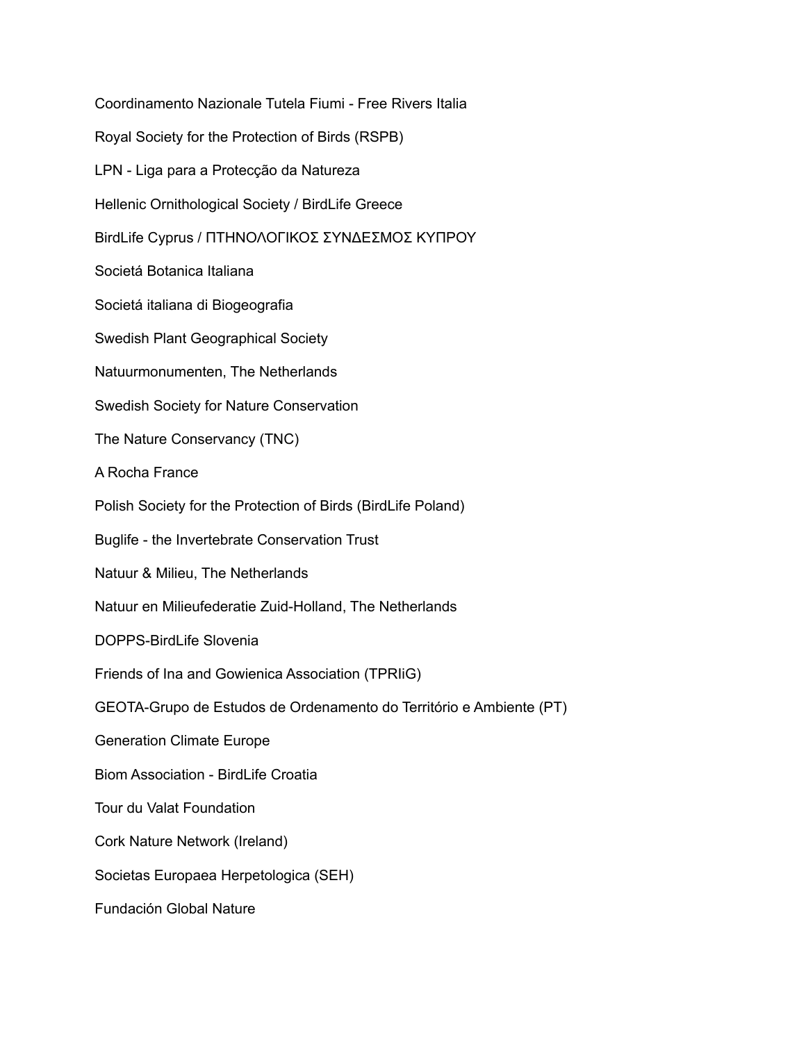Coordinamento Nazionale Tutela Fiumi - Free Rivers Italia

Royal Society for the Protection of Birds (RSPB)

LPN - Liga para a Protecção da Natureza

Hellenic Ornithological Society / BirdLife Greece

BirdLife Cyprus / ΠΤΗΝΟΛΟΓΙΚΟΣ ΣΥΝΔΕΣΜΟΣ ΚΥΠΡΟΥ

Societá Botanica Italiana

Societá italiana di Biogeografia

Swedish Plant Geographical Society

Natuurmonumenten, The Netherlands

Swedish Society for Nature Conservation

The Nature Conservancy (TNC)

A Rocha France

Polish Society for the Protection of Birds (BirdLife Poland)

Buglife - the Invertebrate Conservation Trust

Natuur & Milieu, The Netherlands

Natuur en Milieufederatie Zuid-Holland, The Netherlands

DOPPS-BirdLife Slovenia

Friends of Ina and Gowienica Association (TPRIiG)

GEOTA-Grupo de Estudos de Ordenamento do Território e Ambiente (PT)

Generation Climate Europe

Biom Association - BirdLife Croatia

Tour du Valat Foundation

Cork Nature Network (Ireland)

Societas Europaea Herpetologica (SEH)

Fundación Global Nature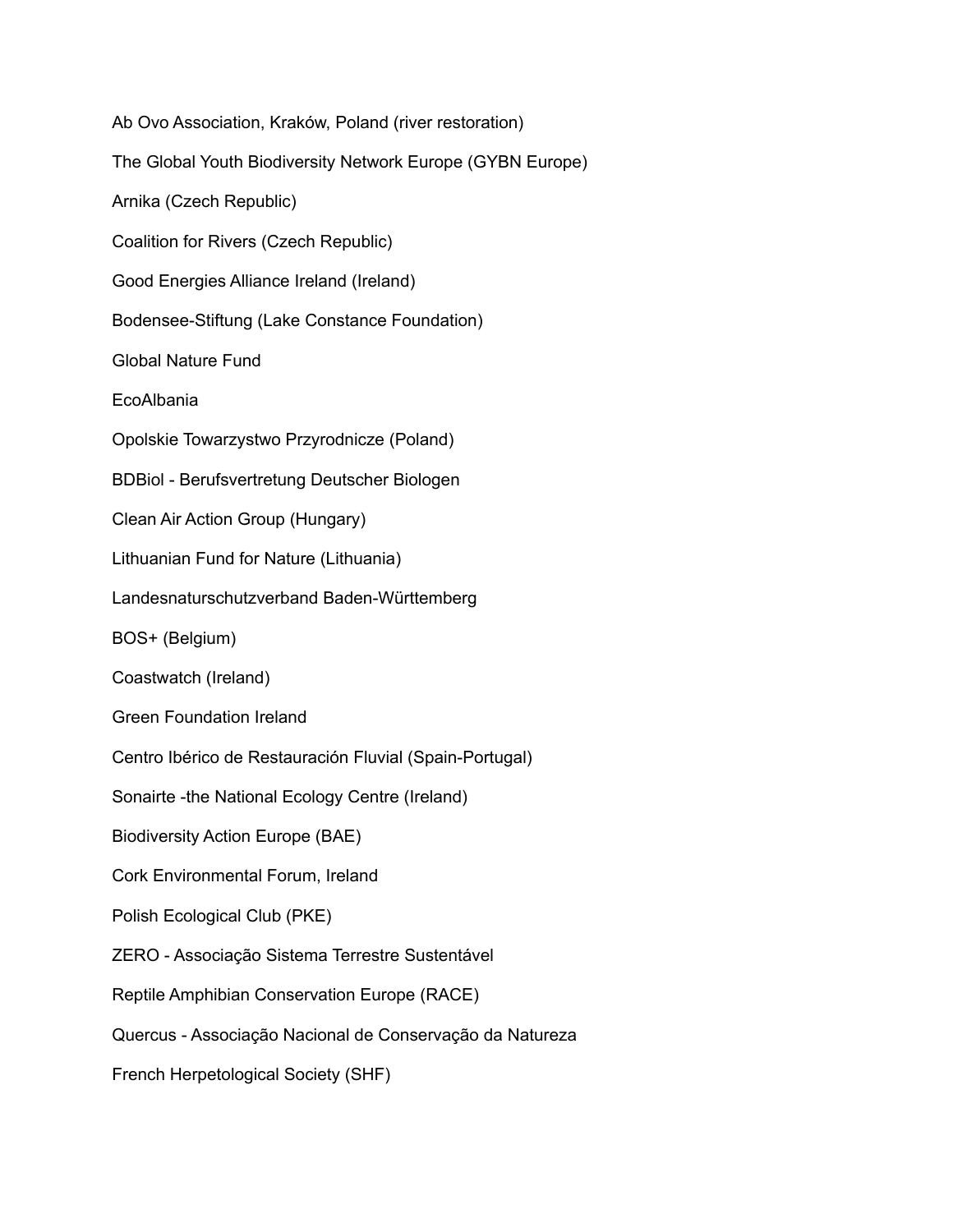Ab Ovo Association, Kraków, Poland (river restoration)

The Global Youth Biodiversity Network Europe (GYBN Europe)

Arnika (Czech Republic)

Coalition for Rivers (Czech Republic)

Good Energies Alliance Ireland (Ireland)

Bodensee-Stiftung (Lake Constance Foundation)

Global Nature Fund

EcoAlbania

Opolskie Towarzystwo Przyrodnicze (Poland)

BDBiol - Berufsvertretung Deutscher Biologen

Clean Air Action Group (Hungary)

Lithuanian Fund for Nature (Lithuania)

Landesnaturschutzverband Baden-Württemberg

BOS+ (Belgium)

Coastwatch (Ireland)

Green Foundation Ireland

Centro Ibérico de Restauración Fluvial (Spain-Portugal)

Sonairte -the National Ecology Centre (Ireland)

Biodiversity Action Europe (BAE)

Cork Environmental Forum, Ireland

Polish Ecological Club (PKE)

ZERO - Associação Sistema Terrestre Sustentável

Reptile Amphibian Conservation Europe (RACE)

Quercus - Associação Nacional de Conservação da Natureza

French Herpetological Society (SHF)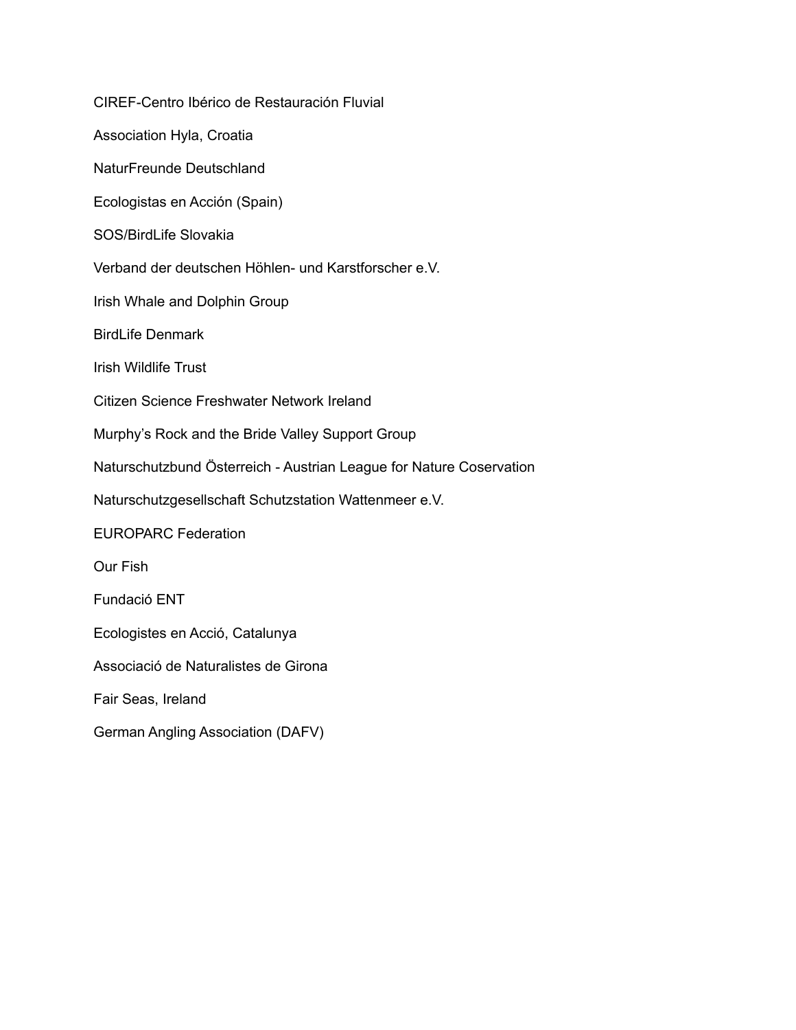CIREF-Centro Ibérico de Restauración Fluvial

Association Hyla, Croatia

NaturFreunde Deutschland

Ecologistas en Acción (Spain)

SOS/BirdLife Slovakia

Verband der deutschen Höhlen- und Karstforscher e.V.

Irish Whale and Dolphin Group

BirdLife Denmark

Irish Wildlife Trust

Citizen Science Freshwater Network Ireland

Murphy's Rock and the Bride Valley Support Group

Naturschutzbund Österreich - Austrian League for Nature Coservation

Naturschutzgesellschaft Schutzstation Wattenmeer e.V.

EUROPARC Federation

Our Fish

Fundació ENT

Ecologistes en Acció, Catalunya

Associació de Naturalistes de Girona

Fair Seas, Ireland

German Angling Association (DAFV)